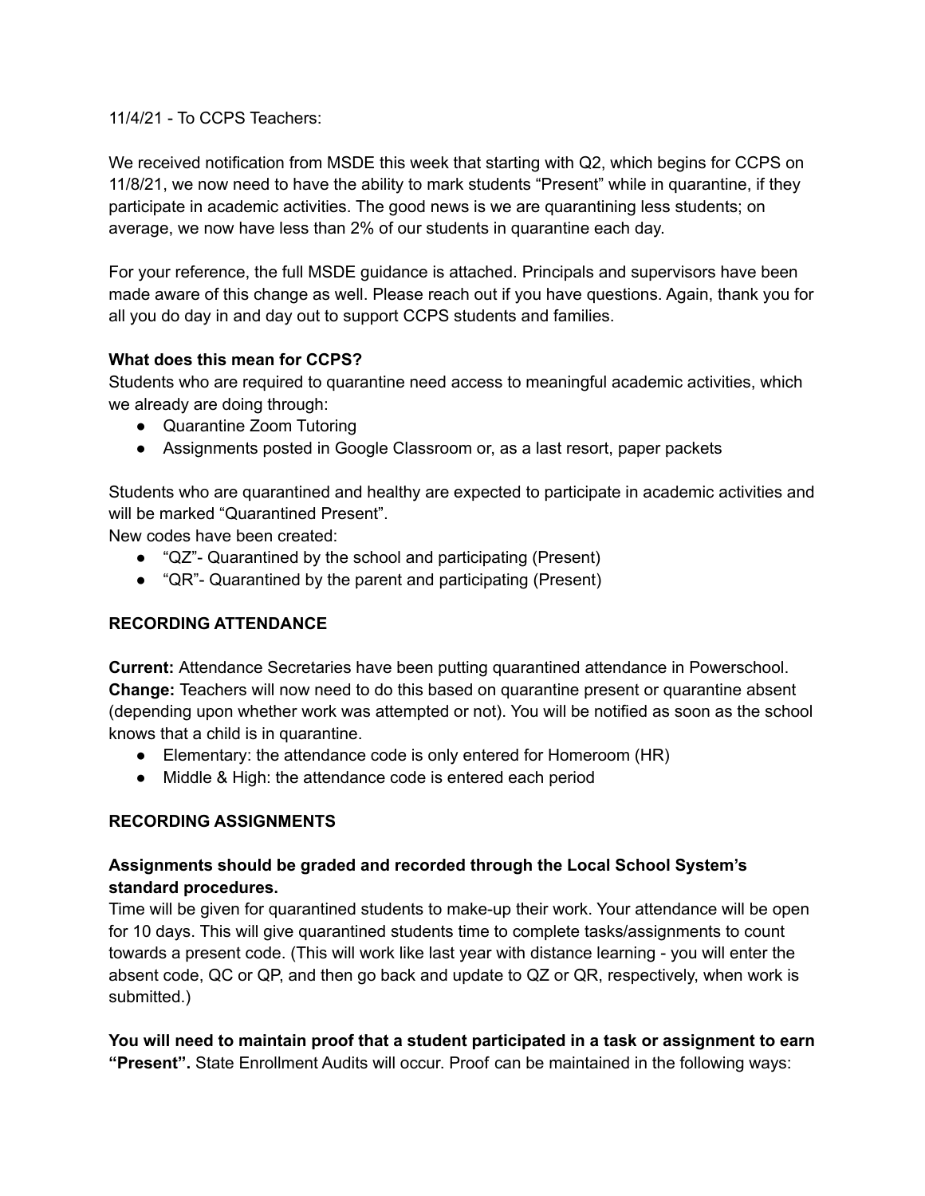11/4/21 - To CCPS Teachers:

We received notification from MSDE this week that starting with Q2, which begins for CCPS on 11/8/21, we now need to have the ability to mark students "Present" while in quarantine, if they participate in academic activities. The good news is we are quarantining less students; on average, we now have less than 2% of our students in quarantine each day.

For your reference, the full MSDE guidance is attached. Principals and supervisors have been made aware of this change as well. Please reach out if you have questions. Again, thank you for all you do day in and day out to support CCPS students and families.

**What does this mean for CCPS?**

Students who are required to quarantine need access to meaningful academic activities, which we already are doing through:

- Quarantine Zoom Tutoring
- Assignments posted in Google Classroom or, as a last resort, paper packets

Students who are quarantined and healthy are expected to participate in academic activities and will be marked "Quarantined Present".

New codes have been created:

- "QZ"- Quarantined by the school and participating (Present)
- "QR"- Quarantined by the parent and participating (Present)

**RECORDING ATTENDANCE**

**Current:** Attendance Secretaries have been putting quarantined attendance in Powerschool.
**Change:** Teachers will now need to do this based on quarantine present or quarantine absent (depending upon whether work was attempted or not). You will be notified as soon as the school knows that a child is in quarantine.

- Elementary: the attendance code is only entered for Homeroom (HR)
- Middle & High: the attendance code is entered each period

**RECORDING ASSIGNMENTS**

**Assignments should be graded and recorded through the Local School System's standard procedures.**

Time will be given for quarantined students to make-up their work. Your attendance will be open for 10 days. This will give quarantined students time to complete tasks/assignments to count towards a present code. (This will work like last year with distance learning - you will enter the absent code, QC or QP, and then go back and update to QZ or QR, respectively, when work is submitted.)

**You will need to maintain proof that a student participated in a task or assignment to earn "Present".** State Enrollment Audits will occur. Proof can be maintained in the following ways: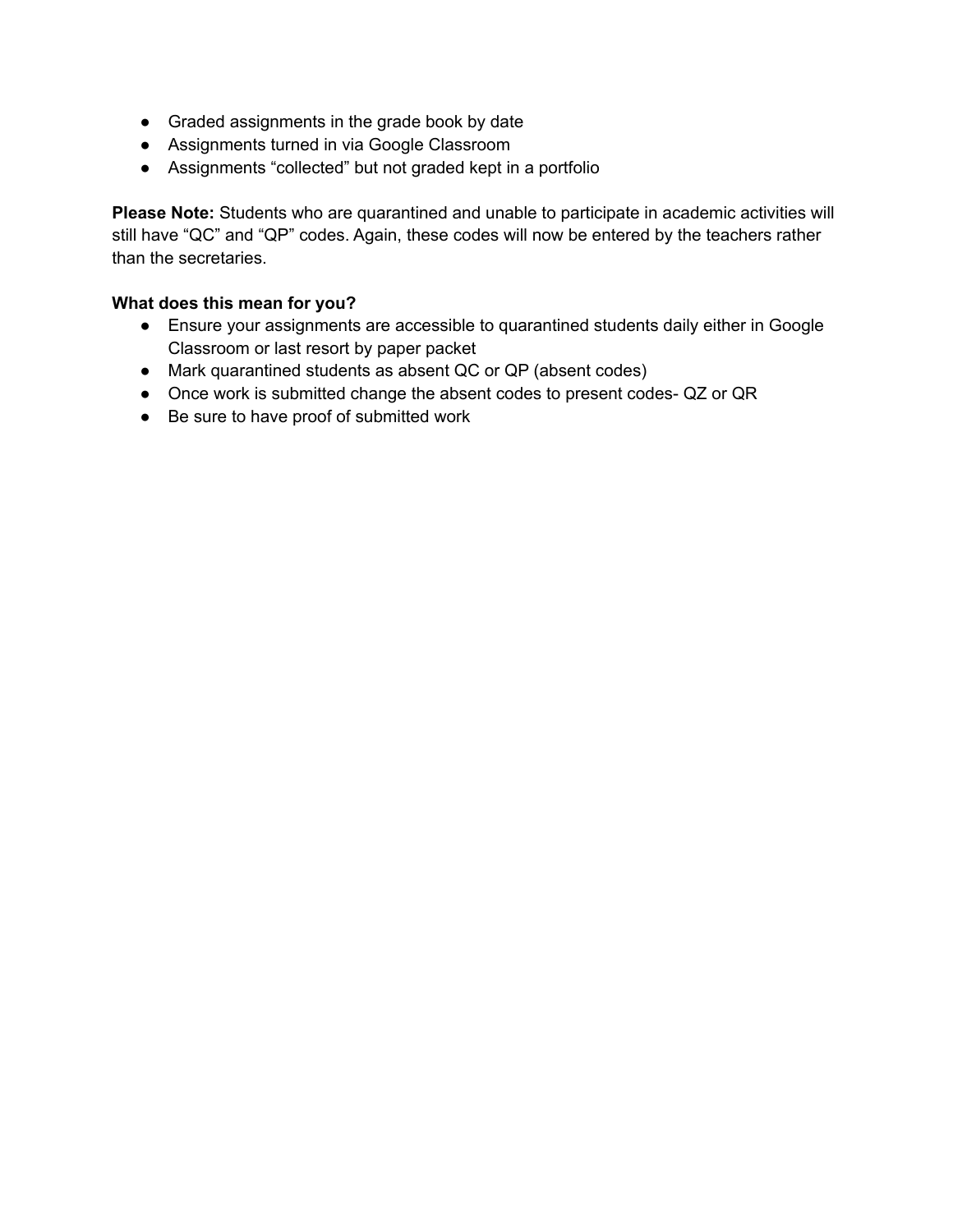- Graded assignments in the grade book by date
- Assignments turned in via Google Classroom
- Assignments "collected" but not graded kept in a portfolio

**Please Note:** Students who are quarantined and unable to participate in academic activities will still have "QC" and "QP" codes. Again, these codes will now be entered by the teachers rather than the secretaries.

**What does this mean for you?**

- Ensure your assignments are accessible to quarantined students daily either in Google Classroom or last resort by paper packet
- Mark quarantined students as absent QC or QP (absent codes)
- Once work is submitted change the absent codes to present codes- QZ or QR
- Be sure to have proof of submitted work